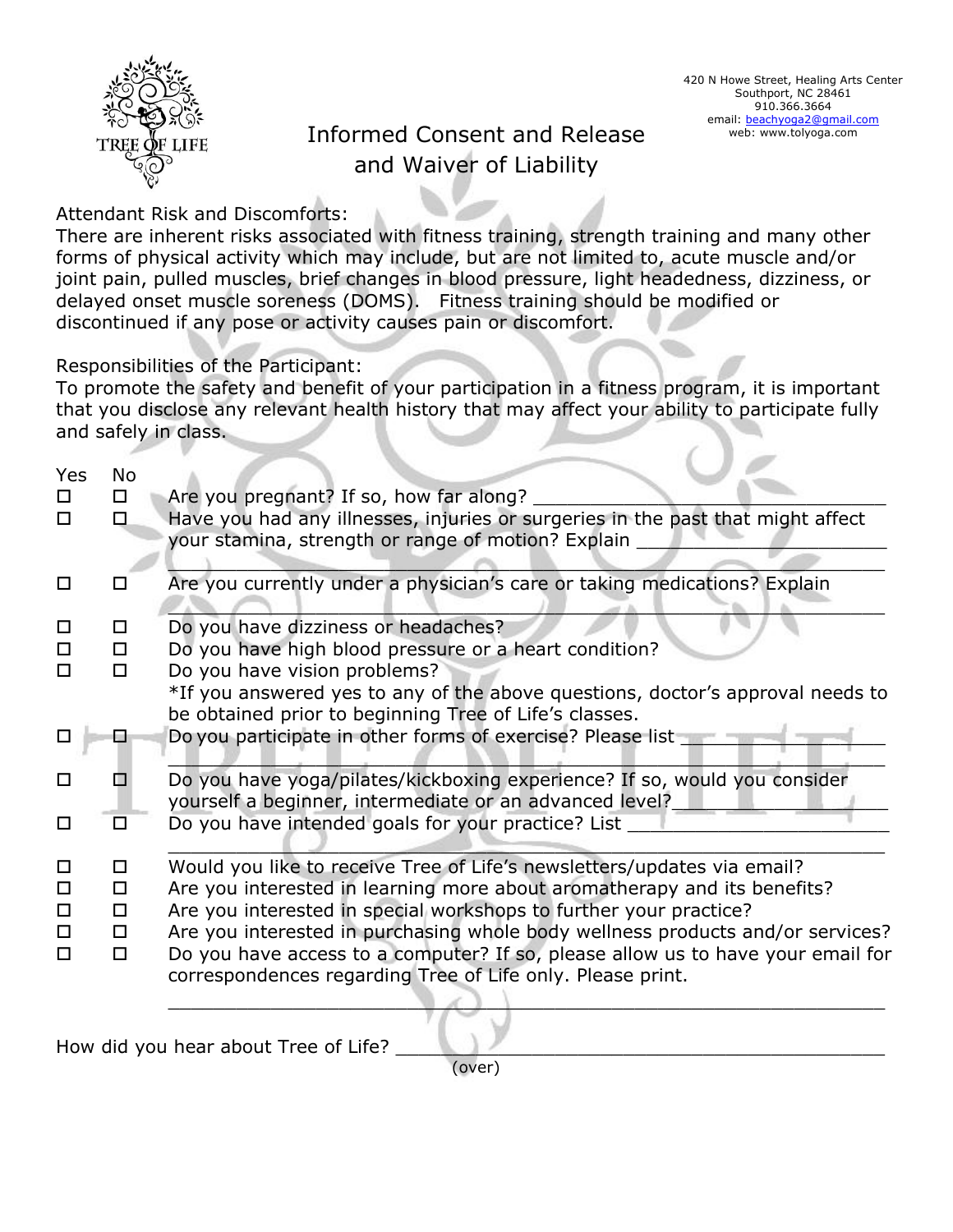TREE OF LIFE

420 N Howe Street, Healing Arts Center
Southport, NC 28461
910.366.3664
email: beachyoga2@gmail.com
web: www.tolyoga.com

# Informed Consent and Release and Waiver of Liability

Attendant Risk and Discomforts:
There are inherent risks associated with fitness training, strength training and many other forms of physical activity which may include, but are not limited to, acute muscle and/or joint pain, pulled muscles, brief changes in blood pressure, light headedness, dizziness, or delayed onset muscle soreness (DOMS). Fitness training should be modified or discontinued if any pose or activity causes pain or discomfort.

Responsibilities of the Participant:
To promote the safety and benefit of your participation in a fitness program, it is important that you disclose any relevant health history that may affect your ability to participate fully and safely in class.

| Yes | No | |
|---|---|---|
| ☐ | ☐ | Are you pregnant? If so, how far along? ______________________________ |
| ☐ | ☐ | Have you had any illnesses, injuries or surgeries in the past that might affect your stamina, strength or range of motion? Explain ______________________ ____________________________________________________________ |
| ☐ | ☐ | Are you currently under a physician's care or taking medications? Explain ____________________________________________________________ |
| ☐ | ☐ | Do you have dizziness or headaches? |
| ☐ | ☐ | Do you have high blood pressure or a heart condition? |
| ☐ | ☐ | Do you have vision problems? |
| | | *If you answered yes to any of the above questions, doctor's approval needs to be obtained prior to beginning Tree of Life's classes. |
| ☐ | ☐ | Do you participate in other forms of exercise? Please list ______________ ____________________________________________________________ |
| ☐ | ☐ | Do you have yoga/pilates/kickboxing experience? If so, would you consider yourself a beginner, intermediate or an advanced level?__________________ |
| ☐ | ☐ | Do you have intended goals for your practice? List ______________________ ____________________________________________________________ |
| ☐ | ☐ | Would you like to receive Tree of Life's newsletters/updates via email? |
| ☐ | ☐ | Are you interested in learning more about aromatherapy and its benefits? |
| ☐ | ☐ | Are you interested in special workshops to further your practice? |
| ☐ | ☐ | Are you interested in purchasing whole body wellness products and/or services? |
| ☐ | ☐ | Do you have access to a computer? If so, please allow us to have your email for correspondences regarding Tree of Life only. Please print. ____________________________________________________________ |

How did you hear about Tree of Life? ____________________________________________

(over)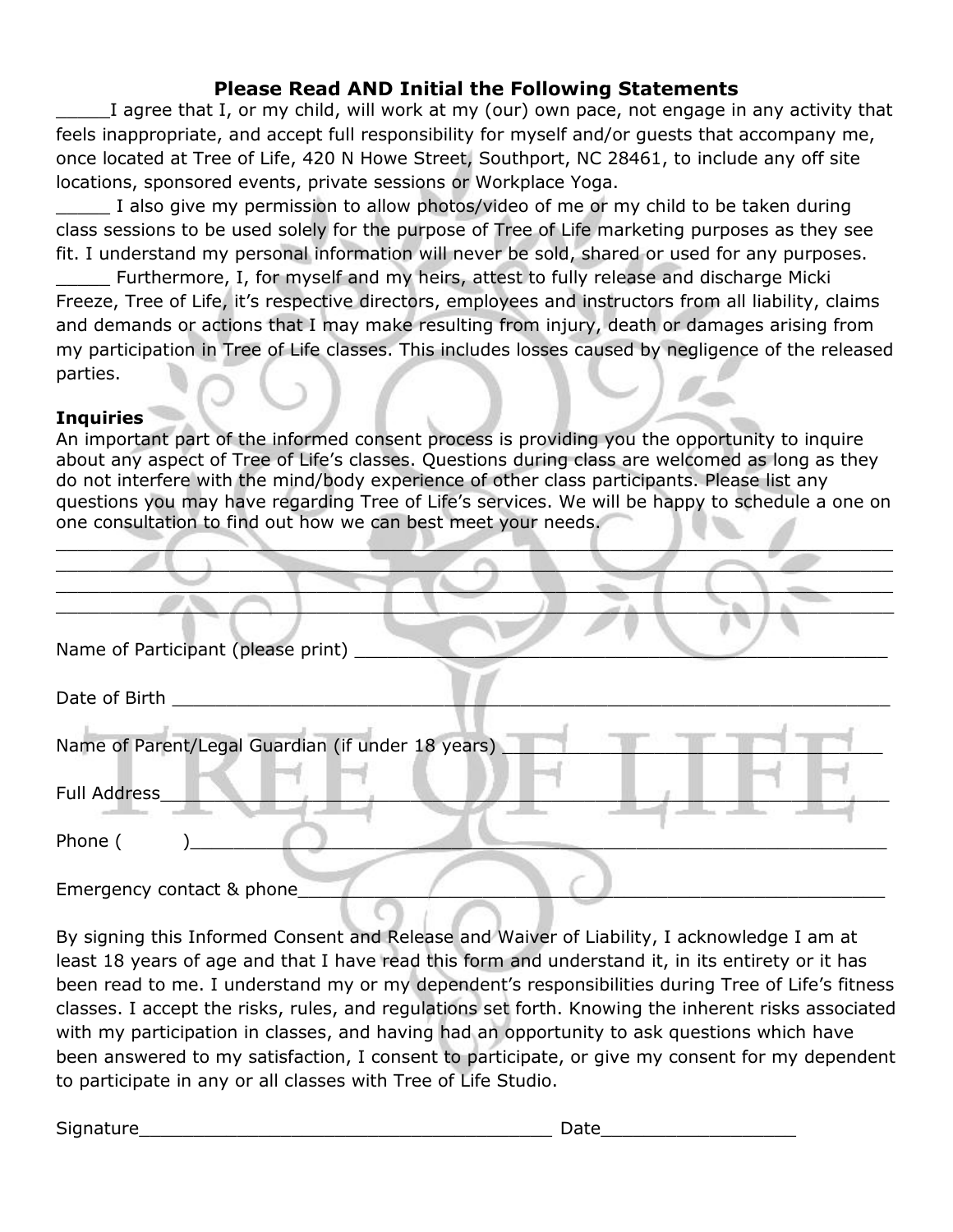## Please Read AND Initial the Following Statements

_____I agree that I, or my child, will work at my (our) own pace, not engage in any activity that feels inappropriate, and accept full responsibility for myself and/or guests that accompany me, once located at Tree of Life, 420 N Howe Street, Southport, NC 28461, to include any off site locations, sponsored events, private sessions or Workplace Yoga.

_____ I also give my permission to allow photos/video of me or my child to be taken during class sessions to be used solely for the purpose of Tree of Life marketing purposes as they see fit. I understand my personal information will never be sold, shared or used for any purposes.

_____ Furthermore, I, for myself and my heirs, attest to fully release and discharge Micki Freeze, Tree of Life, it's respective directors, employees and instructors from all liability, claims and demands or actions that I may make resulting from injury, death or damages arising from my participation in Tree of Life classes. This includes losses caused by negligence of the released parties.

**Inquiries**

An important part of the informed consent process is providing you the opportunity to inquire about any aspect of Tree of Life's classes. Questions during class are welcomed as long as they do not interfere with the mind/body experience of other class participants. Please list any questions you may have regarding Tree of Life's services. We will be happy to schedule a one on one consultation to find out how we can best meet your needs.

________________________________________________________________________________
________________________________________________________________________________
________________________________________________________________________________
________________________________________________________________________________

Name of Participant (please print) ____________________________________________

Date of Birth ______________________________________________________________

Name of Parent/Legal Guardian (if under 18 years) ______________________________

Full Address_______________________________________________________________

Phone (        )_____________________________________________________________

Emergency contact & phone__________________________________________________

By signing this Informed Consent and Release and Waiver of Liability, I acknowledge I am at least 18 years of age and that I have read this form and understand it, in its entirety or it has been read to me. I understand my or my dependent's responsibilities during Tree of Life's fitness classes. I accept the risks, rules, and regulations set forth. Knowing the inherent risks associated with my participation in classes, and having had an opportunity to ask questions which have been answered to my satisfaction, I consent to participate, or give my consent for my dependent to participate in any or all classes with Tree of Life Studio.

Signature_______________________________________ Date__________________